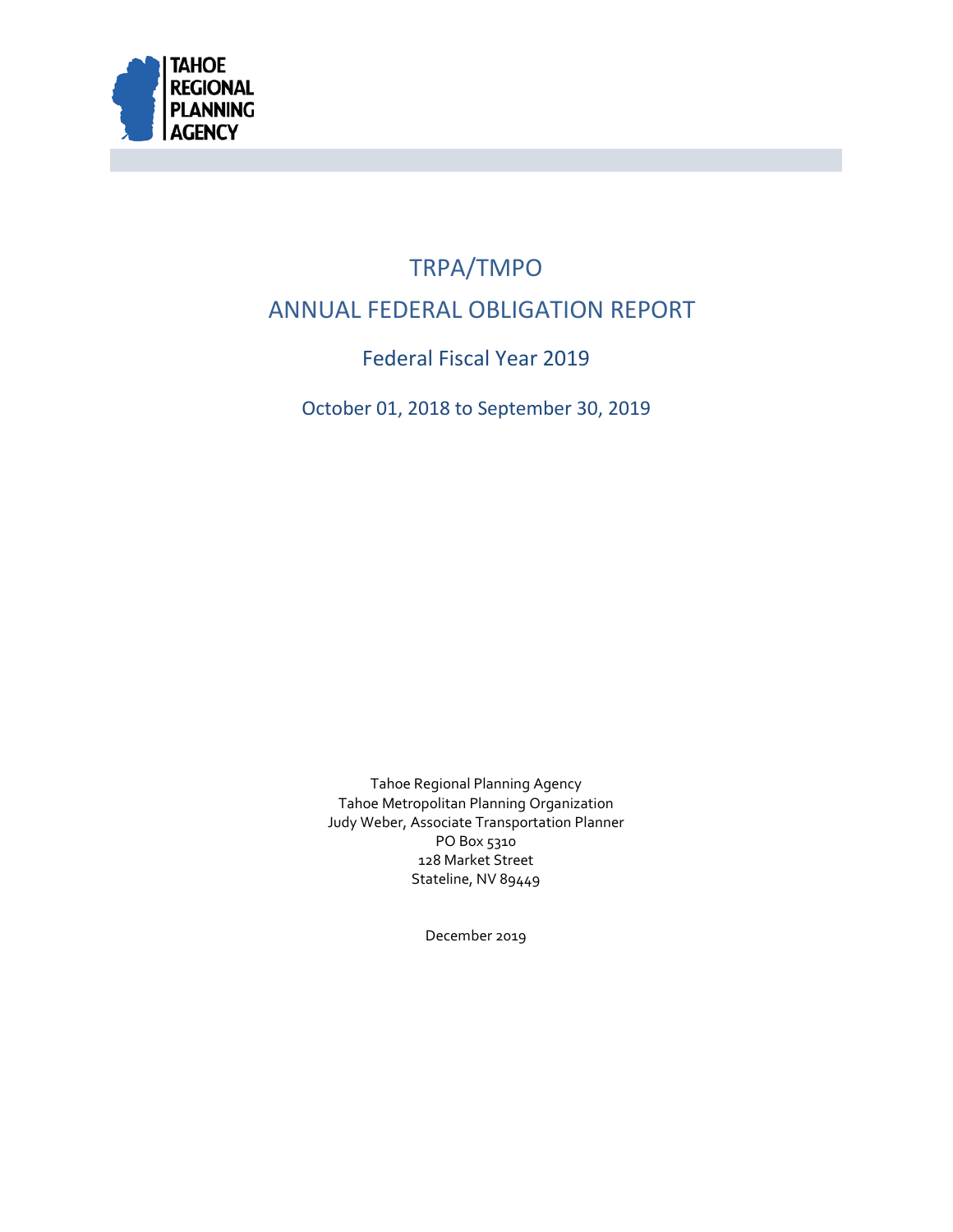TAHOE REGIONAL PLANNING AGENCY

# TRPA/TMPO

# ANNUAL FEDERAL OBLIGATION REPORT

## Federal Fiscal Year 2019

### October 01, 2018 to September 30, 2019

Tahoe Regional Planning Agency
Tahoe Metropolitan Planning Organization
Judy Weber, Associate Transportation Planner
PO Box 5310
128 Market Street
Stateline, NV 89449

December 2019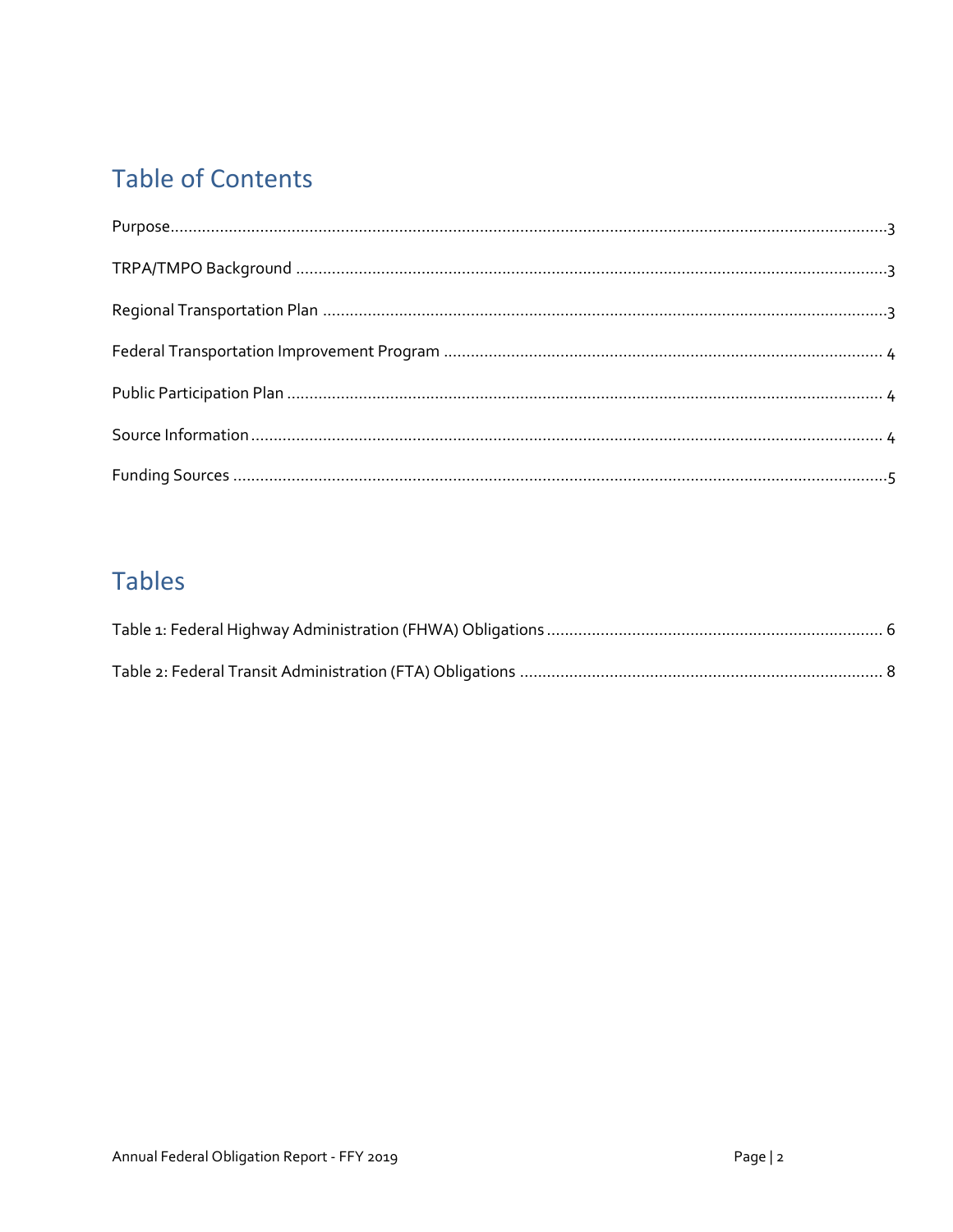## Table of Contents

Purpose ........................................................................ 3

TRPA/TMPO Background ........................................................................ 3

Regional Transportation Plan ........................................................................ 3

Federal Transportation Improvement Program ........................................................................ 4

Public Participation Plan ........................................................................ 4

Source Information ........................................................................ 4

Funding Sources ........................................................................ 5

## Tables

Table 1: Federal Highway Administration (FHWA) Obligations ........................................................................ 6

Table 2: Federal Transit Administration (FTA) Obligations ........................................................................ 8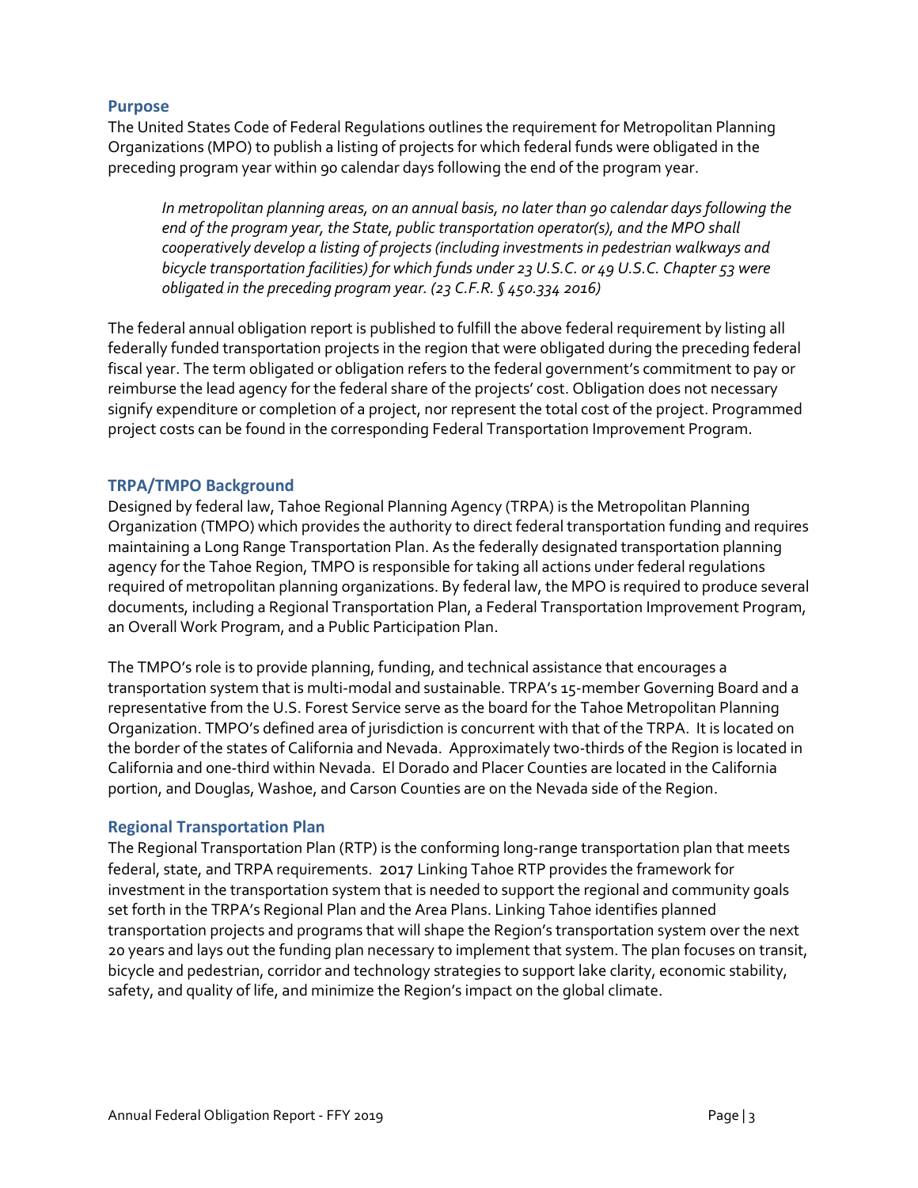## Purpose

The United States Code of Federal Regulations outlines the requirement for Metropolitan Planning Organizations (MPO) to publish a listing of projects for which federal funds were obligated in the preceding program year within 90 calendar days following the end of the program year.

> *In metropolitan planning areas, on an annual basis, no later than 90 calendar days following the end of the program year, the State, public transportation operator(s), and the MPO shall cooperatively develop a listing of projects (including investments in pedestrian walkways and bicycle transportation facilities) for which funds under 23 U.S.C. or 49 U.S.C. Chapter 53 were obligated in the preceding program year. (23 C.F.R. § 450.334 2016)*

The federal annual obligation report is published to fulfill the above federal requirement by listing all federally funded transportation projects in the region that were obligated during the preceding federal fiscal year. The term obligated or obligation refers to the federal government's commitment to pay or reimburse the lead agency for the federal share of the projects' cost. Obligation does not necessary signify expenditure or completion of a project, nor represent the total cost of the project. Programmed project costs can be found in the corresponding Federal Transportation Improvement Program.

## TRPA/TMPO Background

Designed by federal law, Tahoe Regional Planning Agency (TRPA) is the Metropolitan Planning Organization (TMPO) which provides the authority to direct federal transportation funding and requires maintaining a Long Range Transportation Plan. As the federally designated transportation planning agency for the Tahoe Region, TMPO is responsible for taking all actions under federal regulations required of metropolitan planning organizations. By federal law, the MPO is required to produce several documents, including a Regional Transportation Plan, a Federal Transportation Improvement Program, an Overall Work Program, and a Public Participation Plan.

The TMPO's role is to provide planning, funding, and technical assistance that encourages a transportation system that is multi-modal and sustainable. TRPA's 15-member Governing Board and a representative from the U.S. Forest Service serve as the board for the Tahoe Metropolitan Planning Organization. TMPO's defined area of jurisdiction is concurrent with that of the TRPA. It is located on the border of the states of California and Nevada. Approximately two-thirds of the Region is located in California and one-third within Nevada. El Dorado and Placer Counties are located in the California portion, and Douglas, Washoe, and Carson Counties are on the Nevada side of the Region.

## Regional Transportation Plan

The Regional Transportation Plan (RTP) is the conforming long-range transportation plan that meets federal, state, and TRPA requirements. 2017 Linking Tahoe RTP provides the framework for investment in the transportation system that is needed to support the regional and community goals set forth in the TRPA's Regional Plan and the Area Plans. Linking Tahoe identifies planned transportation projects and programs that will shape the Region's transportation system over the next 20 years and lays out the funding plan necessary to implement that system. The plan focuses on transit, bicycle and pedestrian, corridor and technology strategies to support lake clarity, economic stability, safety, and quality of life, and minimize the Region's impact on the global climate.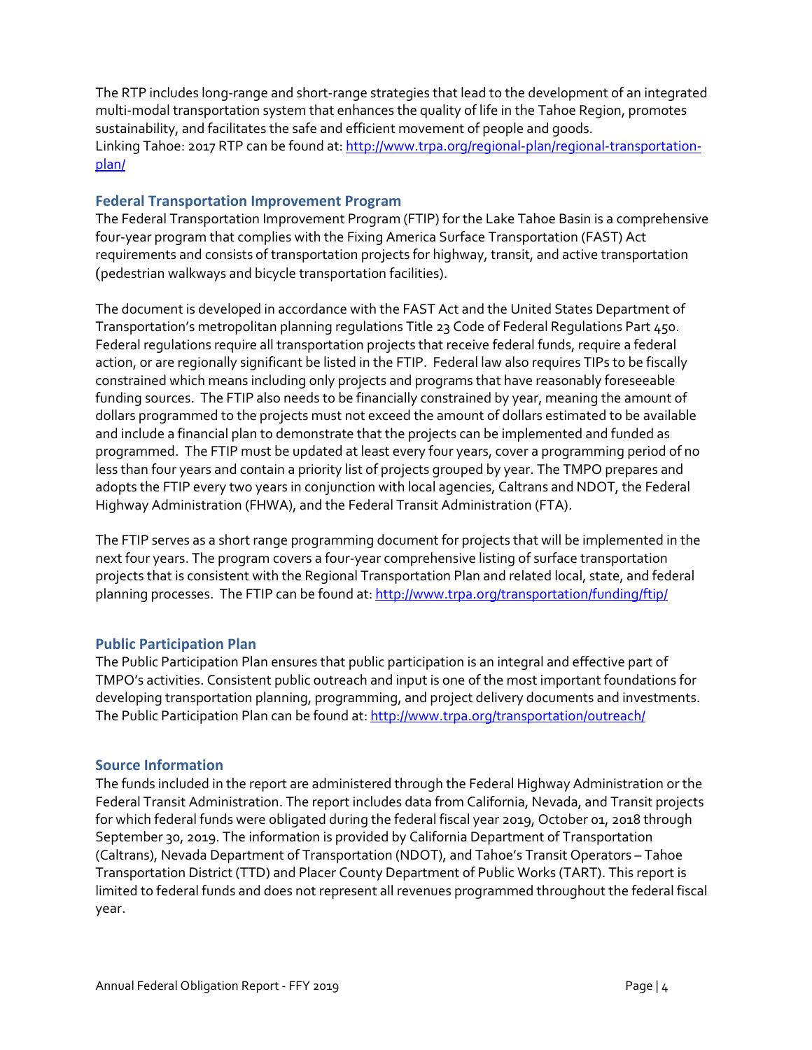The RTP includes long-range and short-range strategies that lead to the development of an integrated multi-modal transportation system that enhances the quality of life in the Tahoe Region, promotes sustainability, and facilitates the safe and efficient movement of people and goods.
Linking Tahoe: 2017 RTP can be found at: [http://www.trpa.org/regional-plan/regional-transportation-plan/](http://www.trpa.org/regional-plan/regional-transportation-plan/)

### Federal Transportation Improvement Program

The Federal Transportation Improvement Program (FTIP) for the Lake Tahoe Basin is a comprehensive four-year program that complies with the Fixing America Surface Transportation (FAST) Act requirements and consists of transportation projects for highway, transit, and active transportation (pedestrian walkways and bicycle transportation facilities).

The document is developed in accordance with the FAST Act and the United States Department of Transportation's metropolitan planning regulations Title 23 Code of Federal Regulations Part 450. Federal regulations require all transportation projects that receive federal funds, require a federal action, or are regionally significant be listed in the FTIP. Federal law also requires TIPs to be fiscally constrained which means including only projects and programs that have reasonably foreseeable funding sources. The FTIP also needs to be financially constrained by year, meaning the amount of dollars programmed to the projects must not exceed the amount of dollars estimated to be available and include a financial plan to demonstrate that the projects can be implemented and funded as programmed. The FTIP must be updated at least every four years, cover a programming period of no less than four years and contain a priority list of projects grouped by year. The TMPO prepares and adopts the FTIP every two years in conjunction with local agencies, Caltrans and NDOT, the Federal Highway Administration (FHWA), and the Federal Transit Administration (FTA).

The FTIP serves as a short range programming document for projects that will be implemented in the next four years. The program covers a four-year comprehensive listing of surface transportation projects that is consistent with the Regional Transportation Plan and related local, state, and federal planning processes. The FTIP can be found at: [http://www.trpa.org/transportation/funding/ftip/](http://www.trpa.org/transportation/funding/ftip/)

### Public Participation Plan

The Public Participation Plan ensures that public participation is an integral and effective part of TMPO's activities. Consistent public outreach and input is one of the most important foundations for developing transportation planning, programming, and project delivery documents and investments. The Public Participation Plan can be found at: [http://www.trpa.org/transportation/outreach/](http://www.trpa.org/transportation/outreach/)

### Source Information

The funds included in the report are administered through the Federal Highway Administration or the Federal Transit Administration. The report includes data from California, Nevada, and Transit projects for which federal funds were obligated during the federal fiscal year 2019, October 01, 2018 through September 30, 2019. The information is provided by California Department of Transportation (Caltrans), Nevada Department of Transportation (NDOT), and Tahoe's Transit Operators – Tahoe Transportation District (TTD) and Placer County Department of Public Works (TART). This report is limited to federal funds and does not represent all revenues programmed throughout the federal fiscal year.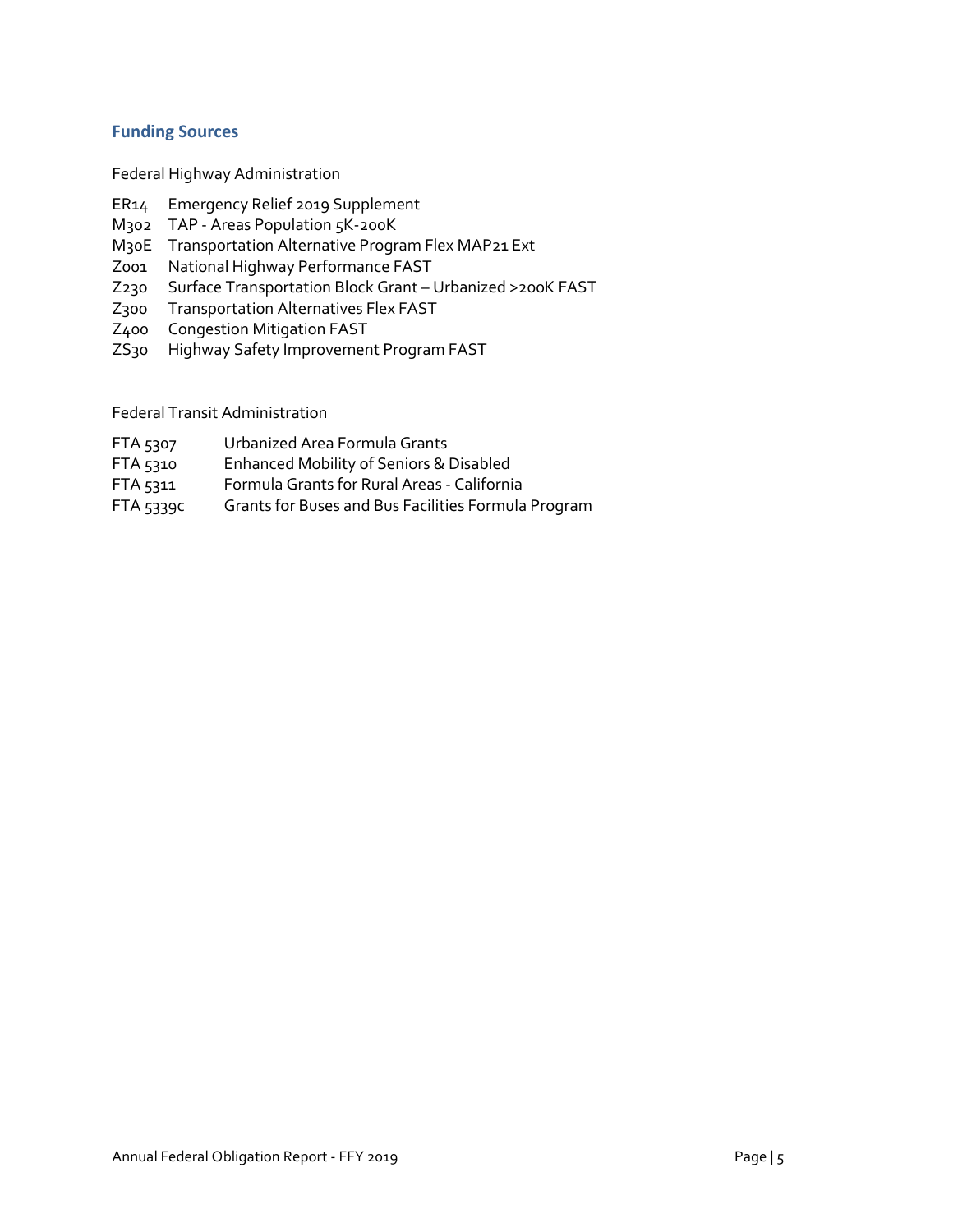## Funding Sources

Federal Highway Administration

| | |
|---|---|
| ER14 | Emergency Relief 2019 Supplement |
| M302 | TAP - Areas Population 5K-200K |
| M30E | Transportation Alternative Program Flex MAP21 Ext |
| Z001 | National Highway Performance FAST |
| Z230 | Surface Transportation Block Grant – Urbanized >200K FAST |
| Z300 | Transportation Alternatives Flex FAST |
| Z400 | Congestion Mitigation FAST |
| ZS30 | Highway Safety Improvement Program FAST |

Federal Transit Administration

| | |
|---|---|
| FTA 5307 | Urbanized Area Formula Grants |
| FTA 5310 | Enhanced Mobility of Seniors & Disabled |
| FTA 5311 | Formula Grants for Rural Areas - California |
| FTA 5339c | Grants for Buses and Bus Facilities Formula Program |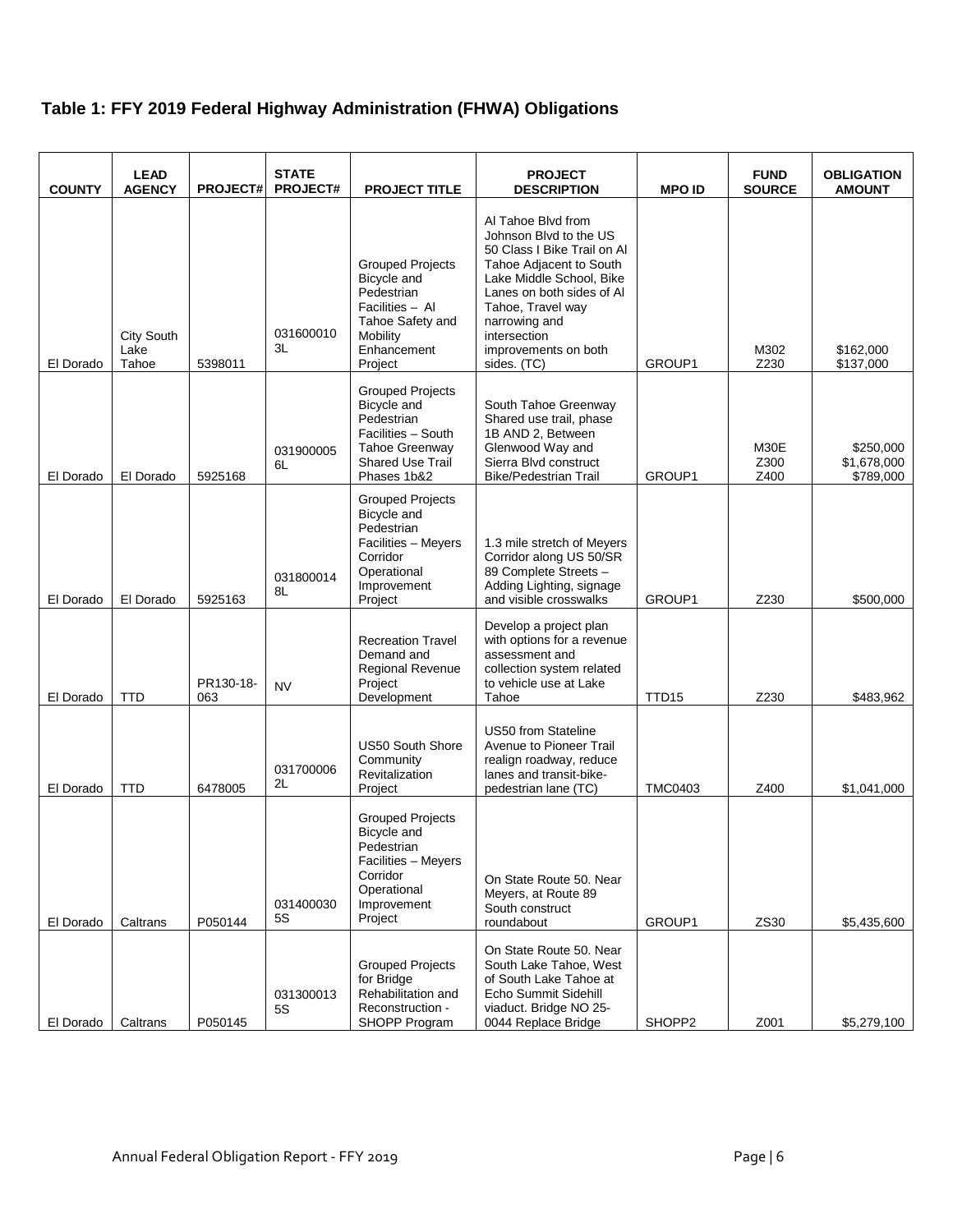## Table 1: FFY 2019 Federal Highway Administration (FHWA) Obligations

| COUNTY | LEAD AGENCY | PROJECT# | STATE PROJECT# | PROJECT TITLE | PROJECT DESCRIPTION | MPO ID | FUND SOURCE | OBLIGATION AMOUNT |
|---|---|---|---|---|---|---|---|---|
| El Dorado | City South Lake Tahoe | 5398011 | 031600010 3L | Grouped Projects Bicycle and Pedestrian Facilities – Al Tahoe Safety and Mobility Enhancement Project | Al Tahoe Blvd from Johnson Blvd to the US 50 Class I Bike Trail on Al Tahoe Adjacent to South Lake Middle School, Bike Lanes on both sides of Al Tahoe, Travel way narrowing and intersection improvements on both sides. (TC) | GROUP1 | M302<br>Z230 | $162,000<br>$137,000 |
| El Dorado | El Dorado | 5925168 | 031900005 6L | Grouped Projects Bicycle and Pedestrian Facilities – South Tahoe Greenway Shared Use Trail Phases 1b&2 | South Tahoe Greenway Shared use trail, phase 1B AND 2, Between Glenwood Way and Sierra Blvd construct Bike/Pedestrian Trail | GROUP1 | M30E<br>Z300<br>Z400 | $250,000<br>$1,678,000<br>$789,000 |
| El Dorado | El Dorado | 5925163 | 031800014 8L | Grouped Projects Bicycle and Pedestrian Facilities – Meyers Corridor Operational Improvement Project | 1.3 mile stretch of Meyers Corridor along US 50/SR 89 Complete Streets – Adding Lighting, signage and visible crosswalks | GROUP1 | Z230 | $500,000 |
| El Dorado | TTD | PR130-18-063 | NV | Recreation Travel Demand and Regional Revenue Project Development | Develop a project plan with options for a revenue assessment and collection system related to vehicle use at Lake Tahoe | TTD15 | Z230 | $483,962 |
| El Dorado | TTD | 6478005 | 031700006 2L | US50 South Shore Community Revitalization Project | US50 from Stateline Avenue to Pioneer Trail realign roadway, reduce lanes and transit-bike-pedestrian lane (TC) | TMC0403 | Z400 | $1,041,000 |
| El Dorado | Caltrans | P050144 | 031400030 5S | Grouped Projects Bicycle and Pedestrian Facilities – Meyers Corridor Operational Improvement Project | On State Route 50. Near Meyers, at Route 89 South construct roundabout | GROUP1 | ZS30 | $5,435,600 |
| El Dorado | Caltrans | P050145 | 031300013 5S | Grouped Projects for Bridge Rehabilitation and Reconstruction - SHOPP Program | On State Route 50. Near South Lake Tahoe, West of South Lake Tahoe at Echo Summit Sidehill viaduct. Bridge NO 25-0044 Replace Bridge | SHOPP2 | Z001 | $5,279,100 |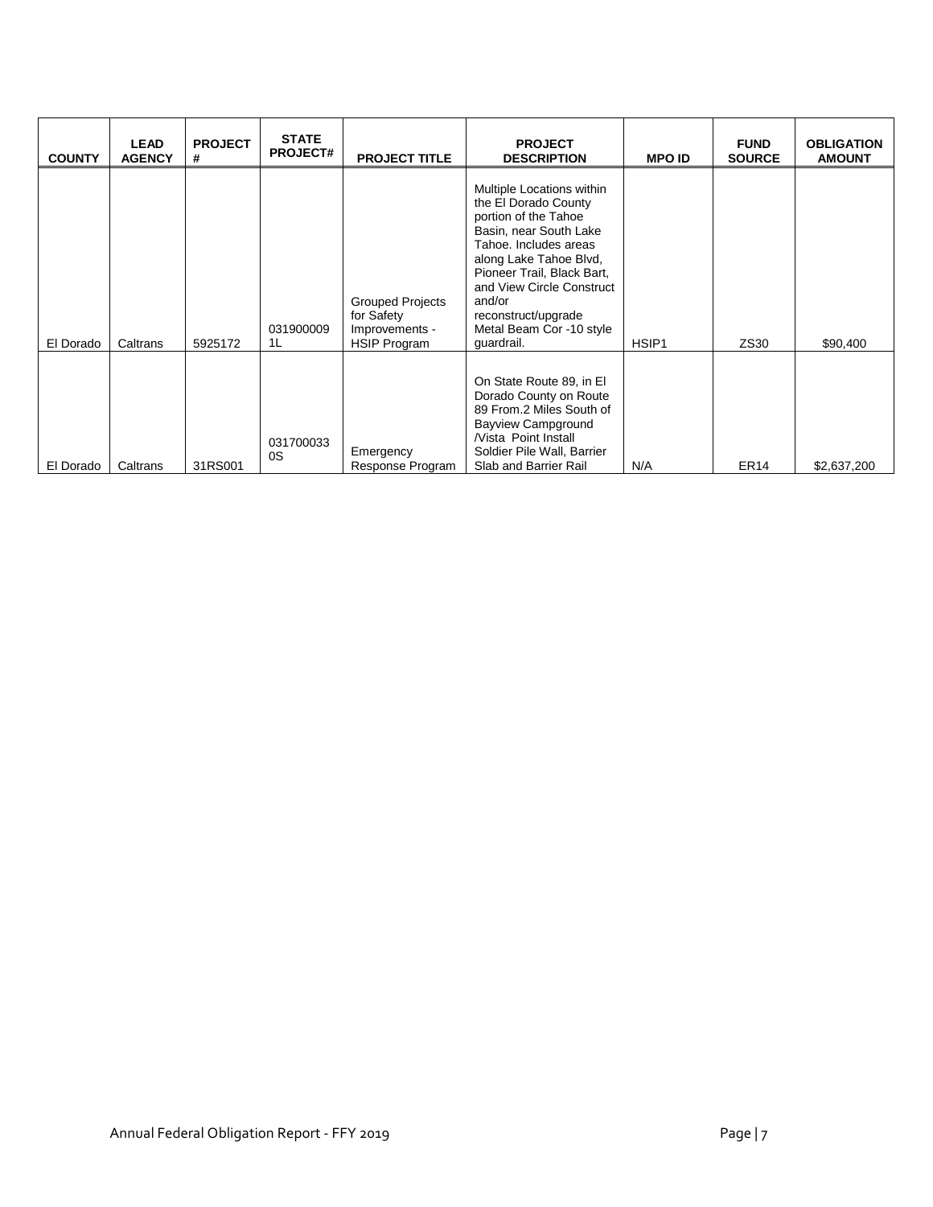| COUNTY | LEAD AGENCY | PROJECT # | STATE PROJECT# | PROJECT TITLE | PROJECT DESCRIPTION | MPO ID | FUND SOURCE | OBLIGATION AMOUNT |
|---|---|---|---|---|---|---|---|---|
| El Dorado | Caltrans | 5925172 | 0319000091L | Grouped Projects for Safety Improvements - HSIP Program | Multiple Locations within the El Dorado County portion of the Tahoe Basin, near South Lake Tahoe. Includes areas along Lake Tahoe Blvd, Pioneer Trail, Black Bart, and View Circle Construct and/or reconstruct/upgrade Metal Beam Cor -10 style guardrail. | HSIP1 | ZS30 | $90,400 |
| El Dorado | Caltrans | 31RS001 | 0317000330S | Emergency Response Program | On State Route 89, in El Dorado County on Route 89 From.2 Miles South of Bayview Campground /Vista Point Install Soldier Pile Wall, Barrier Slab and Barrier Rail | N/A | ER14 | $2,637,200 |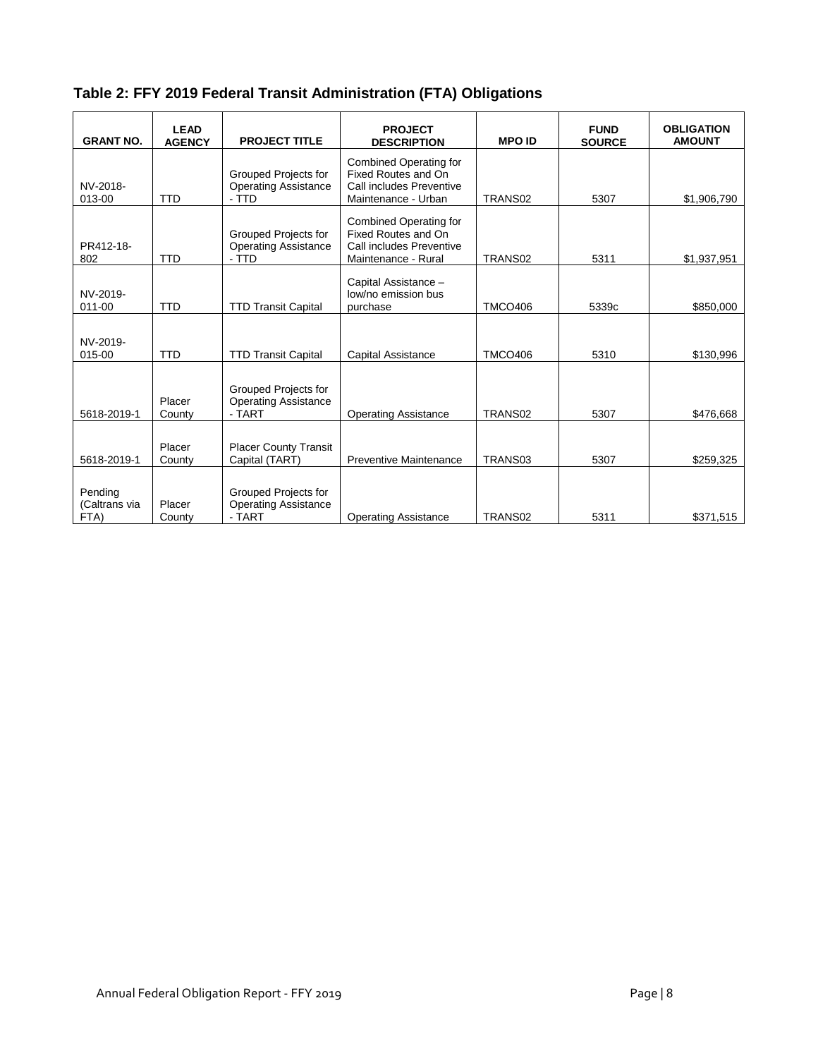## Table 2: FFY 2019 Federal Transit Administration (FTA) Obligations

| GRANT NO. | LEAD AGENCY | PROJECT TITLE | PROJECT DESCRIPTION | MPO ID | FUND SOURCE | OBLIGATION AMOUNT |
|---|---|---|---|---|---|---|
| NV-2018-013-00 | TTD | Grouped Projects for Operating Assistance - TTD | Combined Operating for Fixed Routes and On Call includes Preventive Maintenance - Urban | TRANS02 | 5307 | $1,906,790 |
| PR412-18-802 | TTD | Grouped Projects for Operating Assistance - TTD | Combined Operating for Fixed Routes and On Call includes Preventive Maintenance - Rural | TRANS02 | 5311 | $1,937,951 |
| NV-2019-011-00 | TTD | TTD Transit Capital | Capital Assistance – low/no emission bus purchase | TMCO406 | 5339c | $850,000 |
| NV-2019-015-00 | TTD | TTD Transit Capital | Capital Assistance | TMCO406 | 5310 | $130,996 |
| 5618-2019-1 | Placer County | Grouped Projects for Operating Assistance - TART | Operating Assistance | TRANS02 | 5307 | $476,668 |
| 5618-2019-1 | Placer County | Placer County Transit Capital (TART) | Preventive Maintenance | TRANS03 | 5307 | $259,325 |
| Pending (Caltrans via FTA) | Placer County | Grouped Projects for Operating Assistance - TART | Operating Assistance | TRANS02 | 5311 | $371,515 |